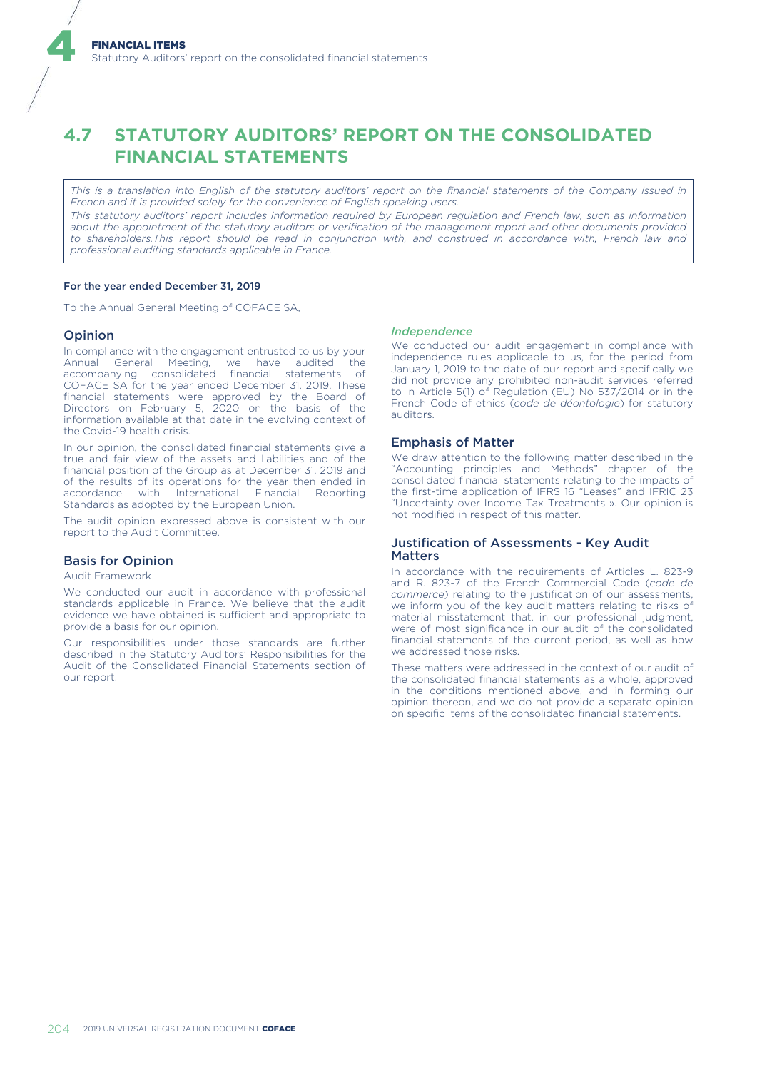# 4.7 STATUTORY AUDITORS' REPORT ON THE CONSOLIDATED FINANCIAL STATEMENTS

*This is a translation into English of the statutory auditors' report on the financial statements of the Company issued in French and it is provided solely for the convenience of English speaking users.*

*This statutory auditors' report includes information required by European regulation and French law, such as information about the appointment of the statutory auditors or verification of the management report and other documents provided to shareholders.This report should be read in conjunction with, and construed in accordance with, French law and professional auditing standards applicable in France.*

**For the year ended December 31, 2019**

To the Annual General Meeting of COFACE SA,

## Opinion

In compliance with the engagement entrusted to us by your Annual General Meeting, we have audited the accompanying consolidated financial statements of COFACE SA for the year ended December 31, 2019. These financial statements were approved by the Board of Directors on February 5, 2020 on the basis of the information available at that date in the evolving context of the Covid-19 health crisis.

In our opinion, the consolidated financial statements give a true and fair view of the assets and liabilities and of the financial position of the Group as at December 31, 2019 and of the results of its operations for the year then ended in accordance with International Financial Reporting Standards as adopted by the European Union.

The audit opinion expressed above is consistent with our report to the Audit Committee.

## Basis for Opinion

Audit Framework

We conducted our audit in accordance with professional standards applicable in France. We believe that the audit evidence we have obtained is sufficient and appropriate to provide a basis for our opinion.

Our responsibilities under those standards are further described in the Statutory Auditors' Responsibilities for the Audit of the Consolidated Financial Statements section of our report.

### *Independence*

We conducted our audit engagement in compliance with independence rules applicable to us, for the period from January 1, 2019 to the date of our report and specifically we did not provide any prohibited non-audit services referred to in Article 5(1) of Regulation (EU) No 537/2014 or in the French Code of ethics (*code de déontologie*) for statutory auditors.

## Emphasis of Matter

We draw attention to the following matter described in the "Accounting principles and Methods" chapter of the consolidated financial statements relating to the impacts of the first-time application of IFRS 16 "Leases" and IFRIC 23 "Uncertainty over Income Tax Treatments ». Our opinion is not modified in respect of this matter.

## Justification of Assessments - Key Audit Matters

In accordance with the requirements of Articles L. 823-9 and R. 823-7 of the French Commercial Code (*code de commerce*) relating to the justification of our assessments, we inform you of the key audit matters relating to risks of material misstatement that, in our professional judgment, were of most significance in our audit of the consolidated financial statements of the current period, as well as how we addressed those risks.

These matters were addressed in the context of our audit of the consolidated financial statements as a whole, approved in the conditions mentioned above, and in forming our opinion thereon, and we do not provide a separate opinion on specific items of the consolidated financial statements.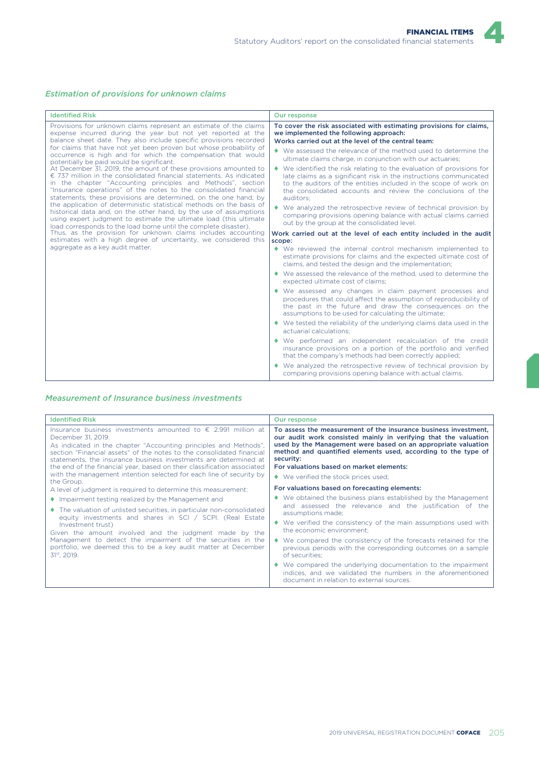### *Estimation of provisions for unknown claims*

| Identified Risk | Our response |
|---|---|
| Provisions for unknown claims represent an estimate of the claims expense incurred during the year but not yet reported at the balance sheet date. They also include specific provisions recorded for claims that have not yet been proven but whose probability of occurrence is high and for which the compensation that would potentially be paid would be significant.<br>At December 31, 2019, the amount of these provisions amounted to € 737 million in the consolidated financial statements. As indicated in the chapter "Accounting principles and Methods", section "Insurance operations" of the notes to the consolidated financial statements, these provisions are determined, on the one hand, by the application of deterministic statistical methods on the basis of historical data and, on the other hand, by the use of assumptions using expert judgment to estimate the ultimate load (this ultimate load corresponds to the load borne until the complete disaster).<br>Thus, as the provision for unknown claims includes accounting estimates with a high degree of uncertainty, we considered this aggregate as a key audit matter. | **To cover the risk associated with estimating provisions for claims, we implemented the following approach:**<br>**Works carried out at the level of the central team:**<br>♦ We assessed the relevance of the method used to determine the ultimate claims charge, in conjunction with our actuaries;<br>♦ We identified the risk relating to the evaluation of provisions for late claims as a significant risk in the instructions communicated to the auditors of the entities included in the scope of work on the consolidated accounts and review the conclusions of the auditors;<br>♦ We analyzed the retrospective review of technical provision by comparing provisions opening balance with actual claims carried out by the group at the consolidated level.<br>**Work carried out at the level of each entity included in the audit scope:**<br>♦ We reviewed the internal control mechanism implemented to estimate provisions for claims and the expected ultimate cost of claims, and tested the design and the implementation;<br>♦ We assessed the relevance of the method, used to determine the expected ultimate cost of claims;<br>♦ We assessed any changes in claim payment processes and procedures that could affect the assumption of reproducibility of the past in the future and draw the consequences on the assumptions to be used for calculating the ultimate;<br>♦ We tested the reliability of the underlying claims data used in the actuarial calculations;<br>♦ We performed an independent recalculation of the credit insurance provisions on a portion of the portfolio and verified that the company's methods had been correctly applied;<br>♦ We analyzed the retrospective review of technical provision by comparing provisions opening balance with actual claims. |

### *Measurement of Insurance business investments*

| Identified Risk | Our response |
|---|---|
| Insurance business investments amounted to € 2.991 million at December 31, 2019.<br>As indicated in the chapter "Accounting principles and Methods", section "Financial assets" of the notes to the consolidated financial statements, the insurance business investments are determined at the end of the financial year, based on their classification associated with the management intention selected for each line of security by the Group.<br>A level of judgment is required to determine this measurement:<br>♦ Impairment testing realized by the Management and<br>♦ The valuation of unlisted securities, in particular non-consolidated equity investments and shares in SCI / SCPI. (Real Estate Investment trust)<br>Given the amount involved and the judgment made by the Management to detect the impairment of the securities in the portfolio, we deemed this to be a key audit matter at December 31st, 2019. | **To assess the measurement of the insurance business investment, our audit work consisted mainly in verifying that the valuation used by the Management were based on an appropriate valuation method and quantified elements used, according to the type of security:**<br>**For valuations based on market elements:**<br>♦ We verified the stock prices used;<br>**For valuations based on forecasting elements:**<br>♦ We obtained the business plans established by the Management and assessed the relevance and the justification of the assumptions made;<br>♦ We verified the consistency of the main assumptions used with the economic environment;<br>♦ We compared the consistency of the forecasts retained for the previous periods with the corresponding outcomes on a sample of securities;<br>♦ We compared the underlying documentation to the impairment indices, and we validated the numbers in the aforementioned document in relation to external sources. |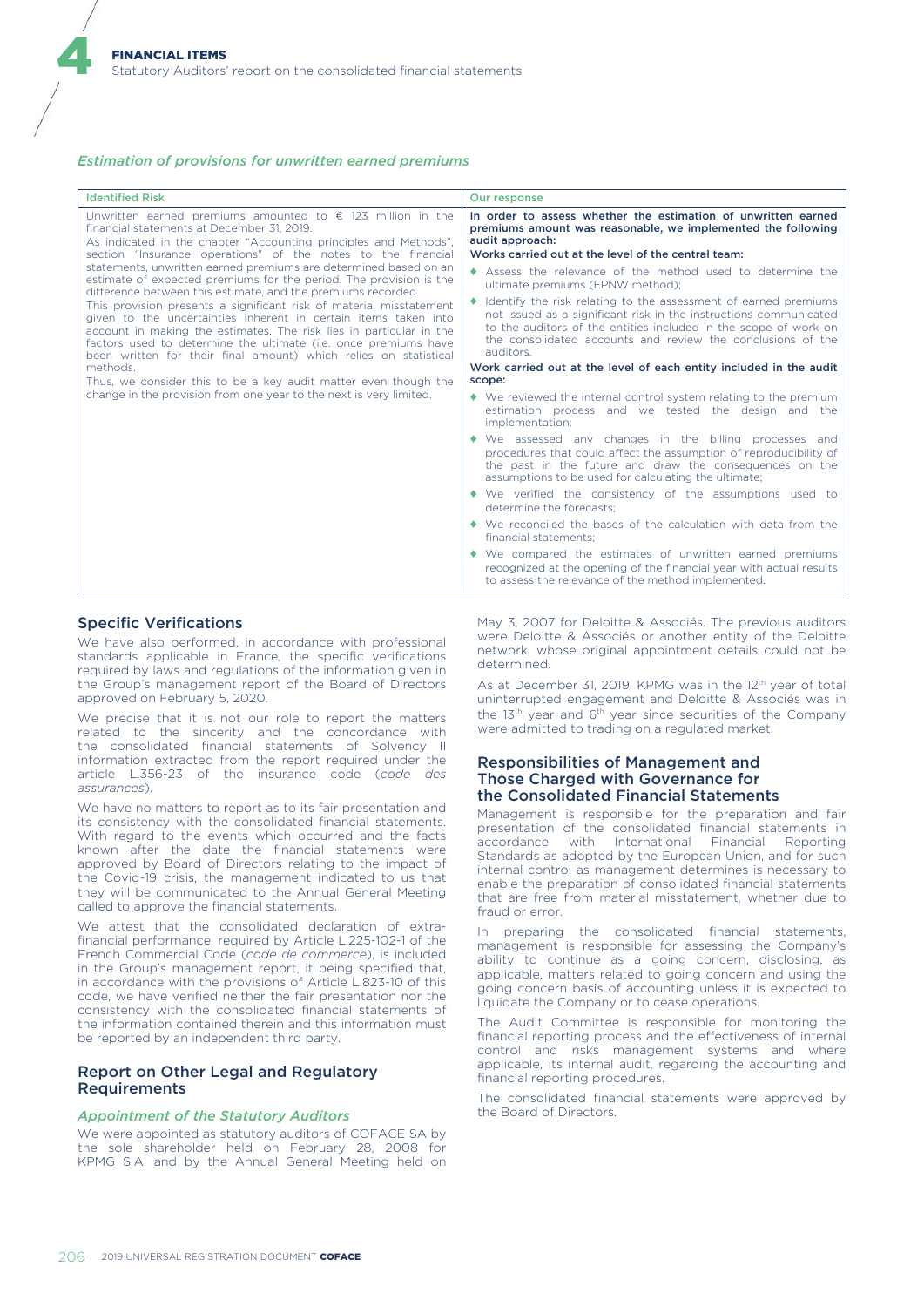### *Estimation of provisions for unwritten earned premiums*

| Identified Risk | Our response |
|---|---|
| Unwritten earned premiums amounted to € 123 million in the financial statements at December 31, 2019.<br>As indicated in the chapter "Accounting principles and Methods", section "Insurance operations" of the notes to the financial statements, unwritten earned premiums are determined based on an estimate of expected premiums for the period. The provision is the difference between this estimate, and the premiums recorded.<br>This provision presents a significant risk of material misstatement given to the uncertainties inherent in certain items taken into account in making the estimates. The risk lies in particular in the factors used to determine the ultimate (i.e. once premiums have been written for their final amount) which relies on statistical methods.<br>Thus, we consider this to be a key audit matter even though the change in the provision from one year to the next is very limited. | **In order to assess whether the estimation of unwritten earned premiums amount was reasonable, we implemented the following audit approach:**<br>**Works carried out at the level of the central team:**<br>♦ Assess the relevance of the method used to determine the ultimate premiums (EPNW method);<br>♦ Identify the risk relating to the assessment of earned premiums not issued as a significant risk in the instructions communicated to the auditors of the entities included in the scope of work on the consolidated accounts and review the conclusions of the auditors.<br>**Work carried out at the level of each entity included in the audit scope:**<br>♦ We reviewed the internal control system relating to the premium estimation process and we tested the design and the implementation;<br>♦ We assessed any changes in the billing processes and procedures that could affect the assumption of reproducibility of the past in the future and draw the consequences on the assumptions to be used for calculating the ultimate;<br>♦ We verified the consistency of the assumptions used to determine the forecasts;<br>♦ We reconciled the bases of the calculation with data from the financial statements;<br>♦ We compared the estimates of unwritten earned premiums recognized at the opening of the financial year with actual results to assess the relevance of the method implemented. |

## Specific Verifications

We have also performed, in accordance with professional standards applicable in France, the specific verifications required by laws and regulations of the information given in the Group's management report of the Board of Directors approved on February 5, 2020.

We precise that it is not our role to report the matters related to the sincerity and the concordance with the consolidated financial statements of Solvency II information extracted from the report required under the article L.356-23 of the insurance code (*code des assurances*).

We have no matters to report as to its fair presentation and its consistency with the consolidated financial statements. With regard to the events which occurred and the facts known after the date the financial statements were approved by Board of Directors relating to the impact of the Covid-19 crisis, the management indicated to us that they will be communicated to the Annual General Meeting called to approve the financial statements.

We attest that the consolidated declaration of extra-financial performance, required by Article L.225-102-1 of the French Commercial Code (*code de commerce*), is included in the Group's management report, it being specified that, in accordance with the provisions of Article L.823-10 of this code, we have verified neither the fair presentation nor the consistency with the consolidated financial statements of the information contained therein and this information must be reported by an independent third party.

## Report on Other Legal and Regulatory Requirements

### *Appointment of the Statutory Auditors*

We were appointed as statutory auditors of COFACE SA by the sole shareholder held on February 28, 2008 for KPMG S.A. and by the Annual General Meeting held on May 3, 2007 for Deloitte & Associés. The previous auditors were Deloitte & Associés or another entity of the Deloitte network, whose original appointment details could not be determined.

As at December 31, 2019, KPMG was in the 12th year of total uninterrupted engagement and Deloitte & Associés was in the 13th year and 6th year since securities of the Company were admitted to trading on a regulated market.

## Responsibilities of Management and Those Charged with Governance for the Consolidated Financial Statements

Management is responsible for the preparation and fair presentation of the consolidated financial statements in accordance with International Financial Reporting Standards as adopted by the European Union, and for such internal control as management determines is necessary to enable the preparation of consolidated financial statements that are free from material misstatement, whether due to fraud or error.

In preparing the consolidated financial statements, management is responsible for assessing the Company's ability to continue as a going concern, disclosing, as applicable, matters related to going concern and using the going concern basis of accounting unless it is expected to liquidate the Company or to cease operations.

The Audit Committee is responsible for monitoring the financial reporting process and the effectiveness of internal control and risks management systems and where applicable, its internal audit, regarding the accounting and financial reporting procedures.

The consolidated financial statements were approved by the Board of Directors.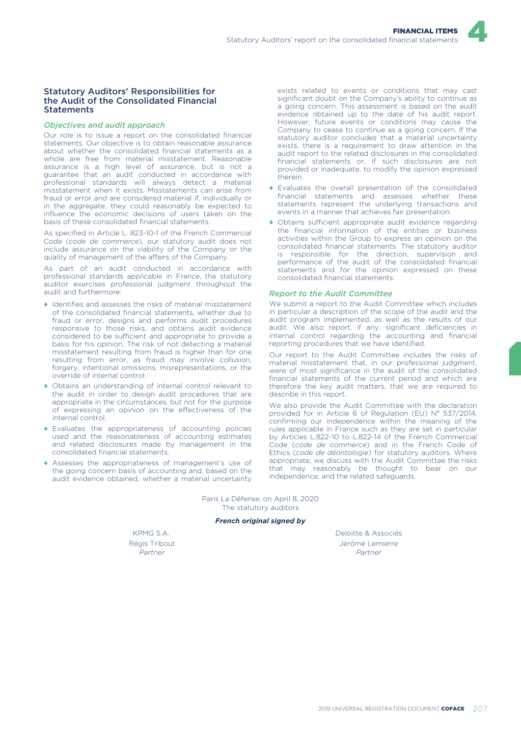## Statutory Auditors' Responsibilities for the Audit of the Consolidated Financial Statements

### *Objectives and audit approach*

Our role is to issue a report on the consolidated financial statements. Our objective is to obtain reasonable assurance about whether the consolidated financial statements as a whole are free from material misstatement. Reasonable assurance is a high level of assurance, but is not a guarantee that an audit conducted in accordance with professional standards will always detect a material misstatement when it exists. Misstatements can arise from fraud or error and are considered material if, individually or in the aggregate, they could reasonably be expected to influence the economic decisions of users taken on the basis of these consolidated financial statements.

As specified in Article L. 823-10-1 of the French Commercial Code (*code de commerce*), our statutory audit does not include assurance on the viability of the Company or the quality of management of the affairs of the Company.

As part of an audit conducted in accordance with professional standards applicable in France, the statutory auditor exercises professional judgment throughout the audit and furthermore:

- Identifies and assesses the risks of material misstatement of the consolidated financial statements, whether due to fraud or error, designs and performs audit procedures responsive to those risks, and obtains audit evidence considered to be sufficient and appropriate to provide a basis for his opinion. The risk of not detecting a material misstatement resulting from fraud is higher than for one resulting from error, as fraud may involve collusion, forgery, intentional omissions, misrepresentations, or the override of internal control.
- Obtains an understanding of internal control relevant to the audit in order to design audit procedures that are appropriate in the circumstances, but not for the purpose of expressing an opinion on the effectiveness of the internal control.
- Evaluates the appropriateness of accounting policies used and the reasonableness of accounting estimates and related disclosures made by management in the consolidated financial statements.
- Assesses the appropriateness of management's use of the going concern basis of accounting and, based on the audit evidence obtained, whether a material uncertainty exists related to events or conditions that may cast significant doubt on the Company's ability to continue as a going concern. This assessment is based on the audit evidence obtained up to the date of his audit report. However, future events or conditions may cause the Company to cease to continue as a going concern. If the statutory auditor concludes that a material uncertainty exists, there is a requirement to draw attention in the audit report to the related disclosures in the consolidated financial statements or, if such disclosures are not provided or inadequate, to modify the opinion expressed therein.
- Evaluates the overall presentation of the consolidated financial statements and assesses whether these statements represent the underlying transactions and events in a manner that achieves fair presentation.
- Obtains sufficient appropriate audit evidence regarding the financial information of the entities or business activities within the Group to express an opinion on the consolidated financial statements. The statutory auditor is responsible for the direction, supervision and performance of the audit of the consolidated financial statements and for the opinion expressed on these consolidated financial statements.

### *Report to the Audit Committee*

We submit a report to the Audit Committee which includes in particular a description of the scope of the audit and the audit program implemented, as well as the results of our audit. We also report, if any, significant deficiencies in internal control regarding the accounting and financial reporting procedures that we have identified.

Our report to the Audit Committee includes the risks of material misstatement that, in our professional judgment, were of most significance in the audit of the consolidated financial statements of the current period and which are therefore the key audit matters, that we are required to describe in this report.

We also provide the Audit Committee with the declaration provided for in Article 6 of Regulation (EU) N° 537/2014, confirming our independence within the meaning of the rules applicable in France such as they are set in particular by Articles L.822-10 to L.822-14 of the French Commercial Code (*code de commerce*) and in the French Code of Ethics (*code de déontologie*) for statutory auditors. Where appropriate, we discuss with the Audit Committee the risks that may reasonably be thought to bear on our independence, and the related safeguards.

Paris La Défense, on April 8, 2020

The statutory auditors

***French original signed by***

| | |
|---|---|
| KPMG S.A. | Deloitte & Associés |
| Régis Tribout | Jérôme Lemierre |
| *Partner* | *Partner* |